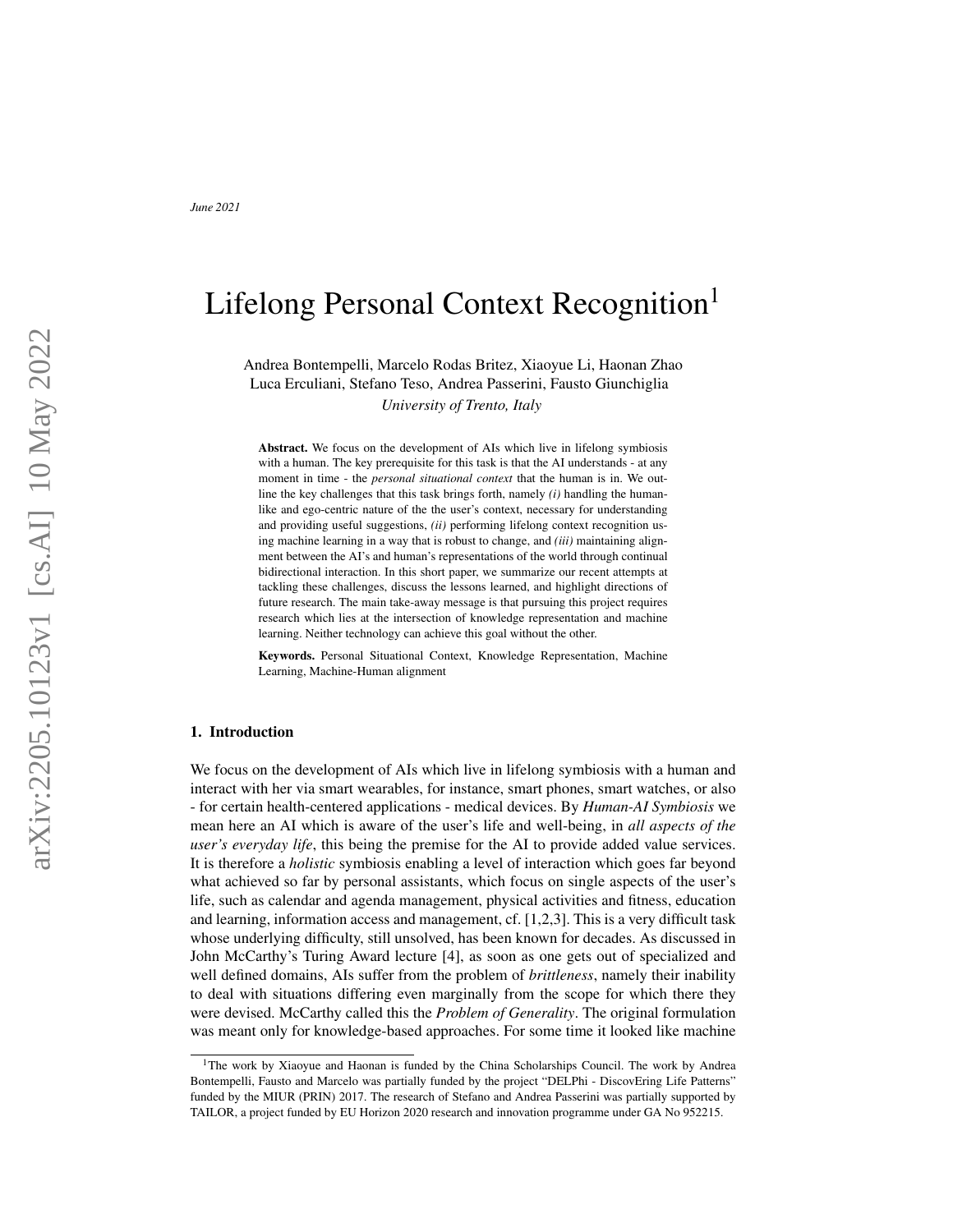*June 2021*

# Lifelong Personal Context Recognition[1]

Andrea Bontempelli, Marcelo Rodas Britez, Xiaoyue Li, Haonan Zhao
Luca Erculiani, Stefano Teso, Andrea Passerini, Fausto Giunchiglia
*University of Trento, Italy*

**Abstract.** We focus on the development of AIs which live in lifelong symbiosis with a human. The key prerequisite for this task is that the AI understands - at any moment in time - the *personal situational context* that the human is in. We outline the key challenges that this task brings forth, namely *(i)* handling the human-like and ego-centric nature of the the user's context, necessary for understanding and providing useful suggestions, *(ii)* performing lifelong context recognition using machine learning in a way that is robust to change, and *(iii)* maintaining alignment between the AI's and human's representations of the world through continual bidirectional interaction. In this short paper, we summarize our recent attempts at tackling these challenges, discuss the lessons learned, and highlight directions of future research. The main take-away message is that pursuing this project requires research which lies at the intersection of knowledge representation and machine learning. Neither technology can achieve this goal without the other.

**Keywords.** Personal Situational Context, Knowledge Representation, Machine Learning, Machine-Human alignment

## 1. Introduction

We focus on the development of AIs which live in lifelong symbiosis with a human and interact with her via smart wearables, for instance, smart phones, smart watches, or also - for certain health-centered applications - medical devices. By *Human-AI Symbiosis* we mean here an AI which is aware of the user's life and well-being, in *all aspects of the user's everyday life*, this being the premise for the AI to provide added value services. It is therefore a *holistic* symbiosis enabling a level of interaction which goes far beyond what achieved so far by personal assistants, which focus on single aspects of the user's life, such as calendar and agenda management, physical activities and fitness, education and learning, information access and management, cf. [1,2,3]. This is a very difficult task whose underlying difficulty, still unsolved, has been known for decades. As discussed in John McCarthy's Turing Award lecture [4], as soon as one gets out of specialized and well defined domains, AIs suffer from the problem of *brittleness*, namely their inability to deal with situations differing even marginally from the scope for which there they were devised. McCarthy called this the *Problem of Generality*. The original formulation was meant only for knowledge-based approaches. For some time it looked like machine

[1] The work by Xiaoyue and Haonan is funded by the China Scholarships Council. The work by Andrea Bontempelli, Fausto and Marcelo was partially funded by the project "DELPhi - DiscovEring Life Patterns" funded by the MIUR (PRIN) 2017. The research of Stefano and Andrea Passerini was partially supported by TAILOR, a project funded by EU Horizon 2020 research and innovation programme under GA No 952215.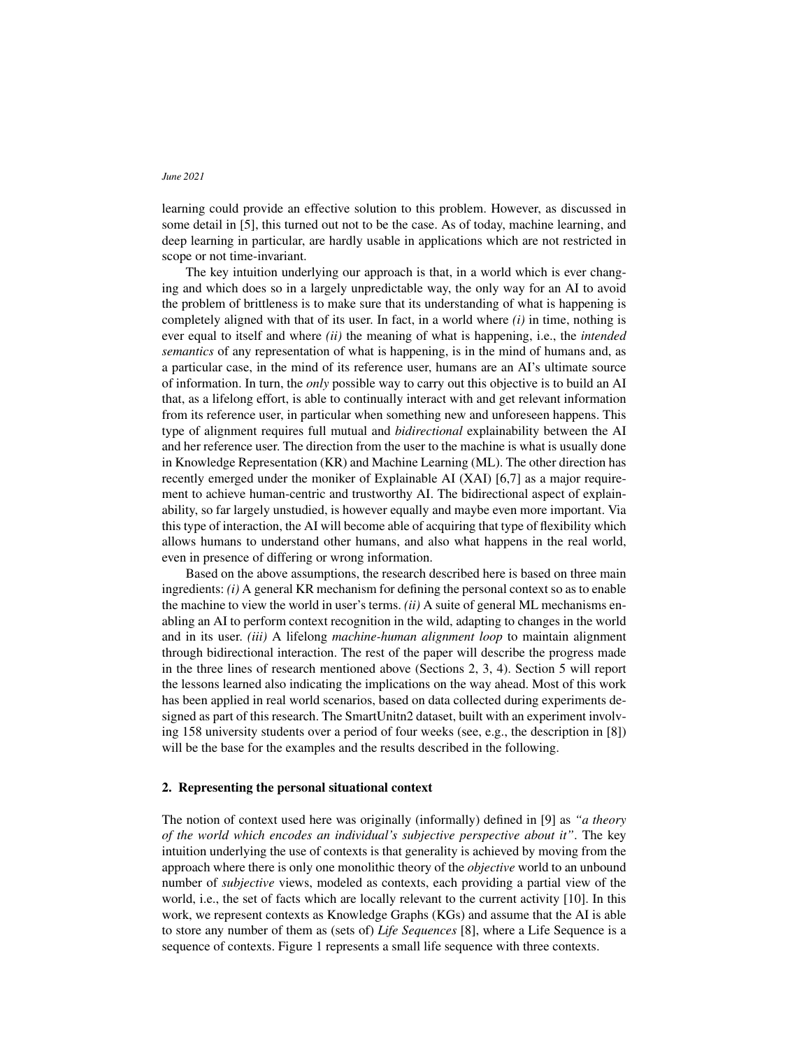learning could provide an effective solution to this problem. However, as discussed in some detail in [5], this turned out not to be the case. As of today, machine learning, and deep learning in particular, are hardly usable in applications which are not restricted in scope or not time-invariant.

The key intuition underlying our approach is that, in a world which is ever changing and which does so in a largely unpredictable way, the only way for an AI to avoid the problem of brittleness is to make sure that its understanding of what is happening is completely aligned with that of its user. In fact, in a world where *(i)* in time, nothing is ever equal to itself and where *(ii)* the meaning of what is happening, i.e., the *intended semantics* of any representation of what is happening, is in the mind of humans and, as a particular case, in the mind of its reference user, humans are an AI's ultimate source of information. In turn, the *only* possible way to carry out this objective is to build an AI that, as a lifelong effort, is able to continually interact with and get relevant information from its reference user, in particular when something new and unforeseen happens. This type of alignment requires full mutual and *bidirectional* explainability between the AI and her reference user. The direction from the user to the machine is what is usually done in Knowledge Representation (KR) and Machine Learning (ML). The other direction has recently emerged under the moniker of Explainable AI (XAI) [6,7] as a major requirement to achieve human-centric and trustworthy AI. The bidirectional aspect of explainability, so far largely unstudied, is however equally and maybe even more important. Via this type of interaction, the AI will become able of acquiring that type of flexibility which allows humans to understand other humans, and also what happens in the real world, even in presence of differing or wrong information.

Based on the above assumptions, the research described here is based on three main ingredients: *(i)* A general KR mechanism for defining the personal context so as to enable the machine to view the world in user's terms. *(ii)* A suite of general ML mechanisms enabling an AI to perform context recognition in the wild, adapting to changes in the world and in its user. *(iii)* A lifelong *machine-human alignment loop* to maintain alignment through bidirectional interaction. The rest of the paper will describe the progress made in the three lines of research mentioned above (Sections 2, 3, 4). Section 5 will report the lessons learned also indicating the implications on the way ahead. Most of this work has been applied in real world scenarios, based on data collected during experiments designed as part of this research. The SmartUnitn2 dataset, built with an experiment involving 158 university students over a period of four weeks (see, e.g., the description in [8]) will be the base for the examples and the results described in the following.

## 2. Representing the personal situational context

The notion of context used here was originally (informally) defined in [9] as *"a theory of the world which encodes an individual's subjective perspective about it"*. The key intuition underlying the use of contexts is that generality is achieved by moving from the approach where there is only one monolithic theory of the *objective* world to an unbound number of *subjective* views, modeled as contexts, each providing a partial view of the world, i.e., the set of facts which are locally relevant to the current activity [10]. In this work, we represent contexts as Knowledge Graphs (KGs) and assume that the AI is able to store any number of them as (sets of) *Life Sequences* [8], where a Life Sequence is a sequence of contexts. Figure 1 represents a small life sequence with three contexts.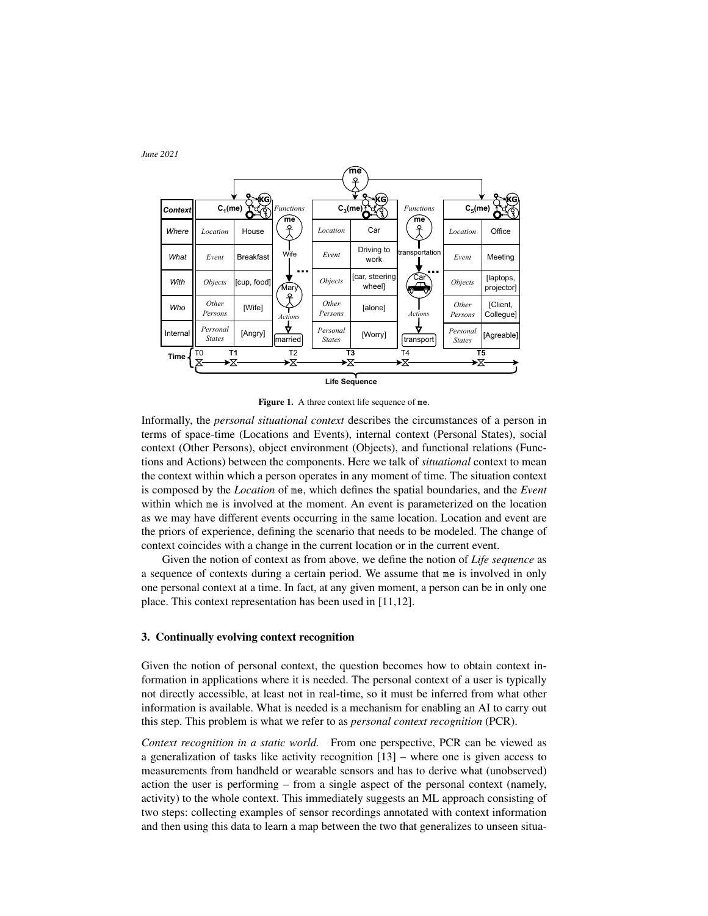Figure 1. A three context life sequence of me.

Informally, the *personal situational context* describes the circumstances of a person in terms of space-time (Locations and Events), internal context (Personal States), social context (Other Persons), object environment (Objects), and functional relations (Functions and Actions) between the components. Here we talk of *situational* context to mean the context within which a person operates in any moment of time. The situation context is composed by the *Location* of me, which defines the spatial boundaries, and the *Event* within which me is involved at the moment. An event is parameterized on the location as we may have different events occurring in the same location. Location and event are the priors of experience, defining the scenario that needs to be modeled. The change of context coincides with a change in the current location or in the current event.

Given the notion of context as from above, we define the notion of *Life sequence* as a sequence of contexts during a certain period. We assume that me is involved in only one personal context at a time. In fact, at any given moment, a person can be in only one place. This context representation has been used in [11,12].

## 3. Continually evolving context recognition

Given the notion of personal context, the question becomes how to obtain context information in applications where it is needed. The personal context of a user is typically not directly accessible, at least not in real-time, so it must be inferred from what other information is available. What is needed is a mechanism for enabling an AI to carry out this step. This problem is what we refer to as *personal context recognition* (PCR).

*Context recognition in a static world.* From one perspective, PCR can be viewed as a generalization of tasks like activity recognition [13] – where one is given access to measurements from handheld or wearable sensors and has to derive what (unobserved) action the user is performing – from a single aspect of the personal context (namely, activity) to the whole context. This immediately suggests an ML approach consisting of two steps: collecting examples of sensor recordings annotated with context information and then using this data to learn a map between the two that generalizes to unseen situa-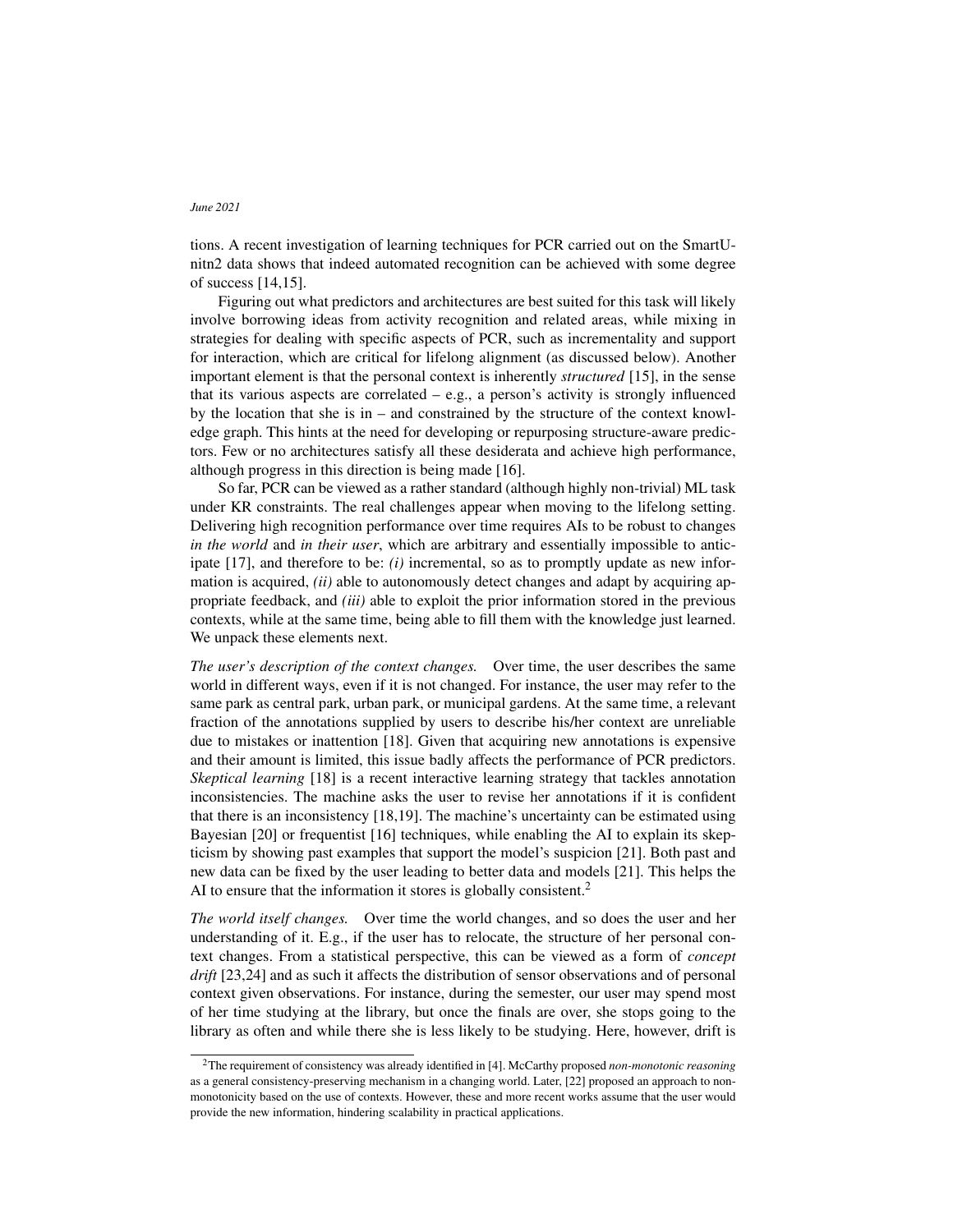tions. A recent investigation of learning techniques for PCR carried out on the SmartUnitn2 data shows that indeed automated recognition can be achieved with some degree of success [14,15].

Figuring out what predictors and architectures are best suited for this task will likely involve borrowing ideas from activity recognition and related areas, while mixing in strategies for dealing with specific aspects of PCR, such as incrementality and support for interaction, which are critical for lifelong alignment (as discussed below). Another important element is that the personal context is inherently *structured* [15], in the sense that its various aspects are correlated – e.g., a person's activity is strongly influenced by the location that she is in – and constrained by the structure of the context knowledge graph. This hints at the need for developing or repurposing structure-aware predictors. Few or no architectures satisfy all these desiderata and achieve high performance, although progress in this direction is being made [16].

So far, PCR can be viewed as a rather standard (although highly non-trivial) ML task under KR constraints. The real challenges appear when moving to the lifelong setting. Delivering high recognition performance over time requires AIs to be robust to changes *in the world* and *in their user*, which are arbitrary and essentially impossible to anticipate [17], and therefore to be: *(i)* incremental, so as to promptly update as new information is acquired, *(ii)* able to autonomously detect changes and adapt by acquiring appropriate feedback, and *(iii)* able to exploit the prior information stored in the previous contexts, while at the same time, being able to fill them with the knowledge just learned. We unpack these elements next.

*The user's description of the context changes.* Over time, the user describes the same world in different ways, even if it is not changed. For instance, the user may refer to the same park as central park, urban park, or municipal gardens. At the same time, a relevant fraction of the annotations supplied by users to describe his/her context are unreliable due to mistakes or inattention [18]. Given that acquiring new annotations is expensive and their amount is limited, this issue badly affects the performance of PCR predictors. *Skeptical learning* [18] is a recent interactive learning strategy that tackles annotation inconsistencies. The machine asks the user to revise her annotations if it is confident that there is an inconsistency [18,19]. The machine's uncertainty can be estimated using Bayesian [20] or frequentist [16] techniques, while enabling the AI to explain its skepticism by showing past examples that support the model's suspicion [21]. Both past and new data can be fixed by the user leading to better data and models [21]. This helps the AI to ensure that the information it stores is globally consistent.[2]

*The world itself changes.* Over time the world changes, and so does the user and her understanding of it. E.g., if the user has to relocate, the structure of her personal context changes. From a statistical perspective, this can be viewed as a form of *concept drift* [23,24] and as such it affects the distribution of sensor observations and of personal context given observations. For instance, during the semester, our user may spend most of her time studying at the library, but once the finals are over, she stops going to the library as often and while there she is less likely to be studying. Here, however, drift is

[2] The requirement of consistency was already identified in [4]. McCarthy proposed *non-monotonic reasoning* as a general consistency-preserving mechanism in a changing world. Later, [22] proposed an approach to non-monotonicity based on the use of contexts. However, these and more recent works assume that the user would provide the new information, hindering scalability in practical applications.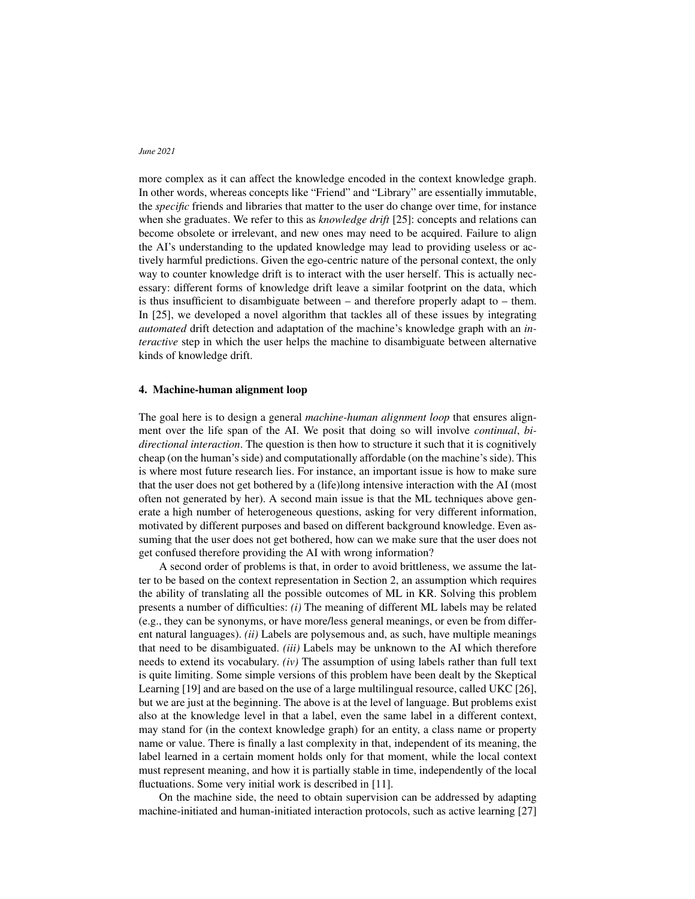more complex as it can affect the knowledge encoded in the context knowledge graph. In other words, whereas concepts like "Friend" and "Library" are essentially immutable, the *specific* friends and libraries that matter to the user do change over time, for instance when she graduates. We refer to this as *knowledge drift* [25]: concepts and relations can become obsolete or irrelevant, and new ones may need to be acquired. Failure to align the AI's understanding to the updated knowledge may lead to providing useless or actively harmful predictions. Given the ego-centric nature of the personal context, the only way to counter knowledge drift is to interact with the user herself. This is actually necessary: different forms of knowledge drift leave a similar footprint on the data, which is thus insufficient to disambiguate between – and therefore properly adapt to – them. In [25], we developed a novel algorithm that tackles all of these issues by integrating *automated* drift detection and adaptation of the machine's knowledge graph with an *interactive* step in which the user helps the machine to disambiguate between alternative kinds of knowledge drift.

## 4. Machine-human alignment loop

The goal here is to design a general *machine-human alignment loop* that ensures alignment over the life span of the AI. We posit that doing so will involve *continual*, *bidirectional interaction*. The question is then how to structure it such that it is cognitively cheap (on the human's side) and computationally affordable (on the machine's side). This is where most future research lies. For instance, an important issue is how to make sure that the user does not get bothered by a (life)long intensive interaction with the AI (most often not generated by her). A second main issue is that the ML techniques above generate a high number of heterogeneous questions, asking for very different information, motivated by different purposes and based on different background knowledge. Even assuming that the user does not get bothered, how can we make sure that the user does not get confused therefore providing the AI with wrong information?

A second order of problems is that, in order to avoid brittleness, we assume the latter to be based on the context representation in Section 2, an assumption which requires the ability of translating all the possible outcomes of ML in KR. Solving this problem presents a number of difficulties: *(i)* The meaning of different ML labels may be related (e.g., they can be synonyms, or have more/less general meanings, or even be from different natural languages). *(ii)* Labels are polysemous and, as such, have multiple meanings that need to be disambiguated. *(iii)* Labels may be unknown to the AI which therefore needs to extend its vocabulary. *(iv)* The assumption of using labels rather than full text is quite limiting. Some simple versions of this problem have been dealt by the Skeptical Learning [19] and are based on the use of a large multilingual resource, called UKC [26], but we are just at the beginning. The above is at the level of language. But problems exist also at the knowledge level in that a label, even the same label in a different context, may stand for (in the context knowledge graph) for an entity, a class name or property name or value. There is finally a last complexity in that, independent of its meaning, the label learned in a certain moment holds only for that moment, while the local context must represent meaning, and how it is partially stable in time, independently of the local fluctuations. Some very initial work is described in [11].

On the machine side, the need to obtain supervision can be addressed by adapting machine-initiated and human-initiated interaction protocols, such as active learning [27]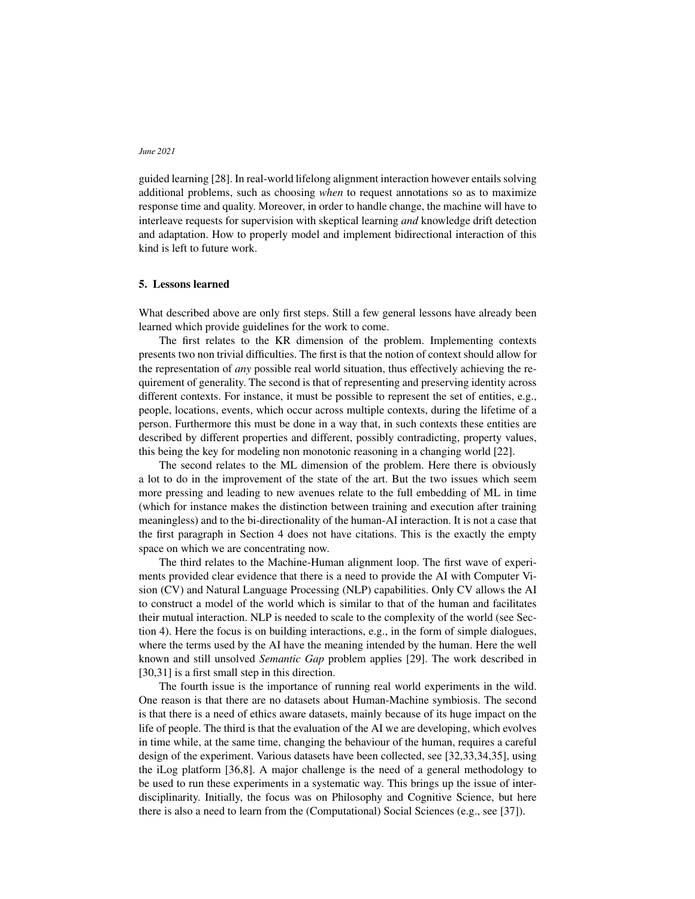guided learning [28]. In real-world lifelong alignment interaction however entails solving additional problems, such as choosing *when* to request annotations so as to maximize response time and quality. Moreover, in order to handle change, the machine will have to interleave requests for supervision with skeptical learning *and* knowledge drift detection and adaptation. How to properly model and implement bidirectional interaction of this kind is left to future work.

## 5. Lessons learned

What described above are only first steps. Still a few general lessons have already been learned which provide guidelines for the work to come.

The first relates to the KR dimension of the problem. Implementing contexts presents two non trivial difficulties. The first is that the notion of context should allow for the representation of *any* possible real world situation, thus effectively achieving the requirement of generality. The second is that of representing and preserving identity across different contexts. For instance, it must be possible to represent the set of entities, e.g., people, locations, events, which occur across multiple contexts, during the lifetime of a person. Furthermore this must be done in a way that, in such contexts these entities are described by different properties and different, possibly contradicting, property values, this being the key for modeling non monotonic reasoning in a changing world [22].

The second relates to the ML dimension of the problem. Here there is obviously a lot to do in the improvement of the state of the art. But the two issues which seem more pressing and leading to new avenues relate to the full embedding of ML in time (which for instance makes the distinction between training and execution after training meaningless) and to the bi-directionality of the human-AI interaction. It is not a case that the first paragraph in Section 4 does not have citations. This is the exactly the empty space on which we are concentrating now.

The third relates to the Machine-Human alignment loop. The first wave of experiments provided clear evidence that there is a need to provide the AI with Computer Vision (CV) and Natural Language Processing (NLP) capabilities. Only CV allows the AI to construct a model of the world which is similar to that of the human and facilitates their mutual interaction. NLP is needed to scale to the complexity of the world (see Section 4). Here the focus is on building interactions, e.g., in the form of simple dialogues, where the terms used by the AI have the meaning intended by the human. Here the well known and still unsolved *Semantic Gap* problem applies [29]. The work described in [30,31] is a first small step in this direction.

The fourth issue is the importance of running real world experiments in the wild. One reason is that there are no datasets about Human-Machine symbiosis. The second is that there is a need of ethics aware datasets, mainly because of its huge impact on the life of people. The third is that the evaluation of the AI we are developing, which evolves in time while, at the same time, changing the behaviour of the human, requires a careful design of the experiment. Various datasets have been collected, see [32,33,34,35], using the iLog platform [36,8]. A major challenge is the need of a general methodology to be used to run these experiments in a systematic way. This brings up the issue of interdisciplinarity. Initially, the focus was on Philosophy and Cognitive Science, but here there is also a need to learn from the (Computational) Social Sciences (e.g., see [37]).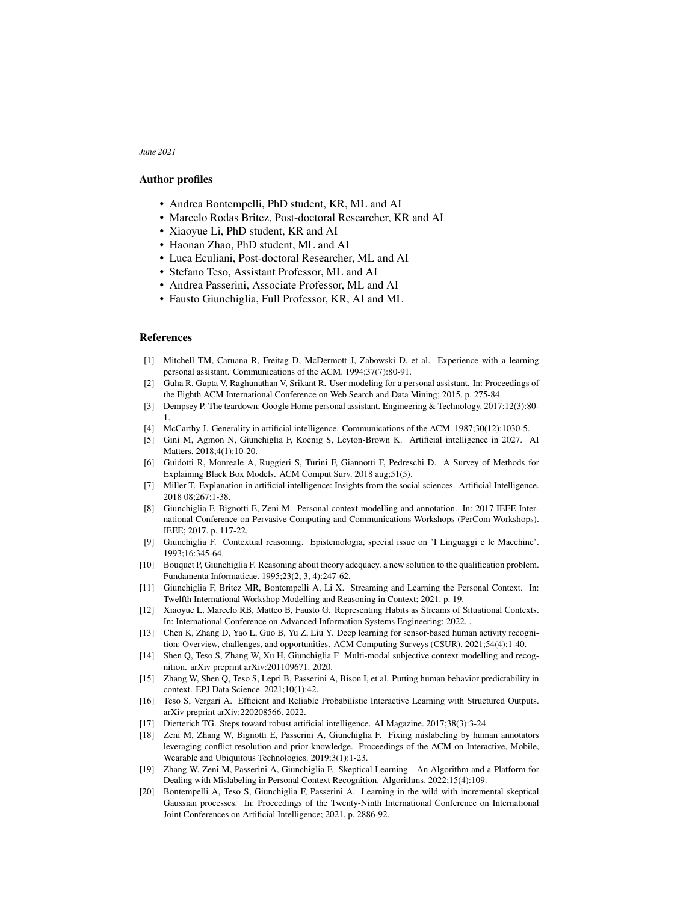*June 2021*

## Author profiles

- Andrea Bontempelli, PhD student, KR, ML and AI
- Marcelo Rodas Britez, Post-doctoral Researcher, KR and AI
- Xiaoyue Li, PhD student, KR and AI
- Haonan Zhao, PhD student, ML and AI
- Luca Eculiani, Post-doctoral Researcher, ML and AI
- Stefano Teso, Assistant Professor, ML and AI
- Andrea Passerini, Associate Professor, ML and AI
- Fausto Giunchiglia, Full Professor, KR, AI and ML

## References

[1] Mitchell TM, Caruana R, Freitag D, McDermott J, Zabowski D, et al. Experience with a learning personal assistant. Communications of the ACM. 1994;37(7):80-91.

[2] Guha R, Gupta V, Raghunathan V, Srikant R. User modeling for a personal assistant. In: Proceedings of the Eighth ACM International Conference on Web Search and Data Mining; 2015. p. 275-84.

[3] Dempsey P. The teardown: Google Home personal assistant. Engineering & Technology. 2017;12(3):80-1.

[4] McCarthy J. Generality in artificial intelligence. Communications of the ACM. 1987;30(12):1030-5.

[5] Gini M, Agmon N, Giunchiglia F, Koenig S, Leyton-Brown K. Artificial intelligence in 2027. AI Matters. 2018;4(1):10-20.

[6] Guidotti R, Monreale A, Ruggieri S, Turini F, Giannotti F, Pedreschi D. A Survey of Methods for Explaining Black Box Models. ACM Comput Surv. 2018 aug;51(5).

[7] Miller T. Explanation in artificial intelligence: Insights from the social sciences. Artificial Intelligence. 2018 08;267:1-38.

[8] Giunchiglia F, Bignotti E, Zeni M. Personal context modelling and annotation. In: 2017 IEEE International Conference on Pervasive Computing and Communications Workshops (PerCom Workshops). IEEE; 2017. p. 117-22.

[9] Giunchiglia F. Contextual reasoning. Epistemologia, special issue on 'I Linguaggi e le Macchine'. 1993;16:345-64.

[10] Bouquet P, Giunchiglia F. Reasoning about theory adequacy. a new solution to the qualification problem. Fundamenta Informaticae. 1995;23(2, 3, 4):247-62.

[11] Giunchiglia F, Britez MR, Bontempelli A, Li X. Streaming and Learning the Personal Context. In: Twelfth International Workshop Modelling and Reasoning in Context; 2021. p. 19.

[12] Xiaoyue L, Marcelo RB, Matteo B, Fausto G. Representing Habits as Streams of Situational Contexts. In: International Conference on Advanced Information Systems Engineering; 2022. .

[13] Chen K, Zhang D, Yao L, Guo B, Yu Z, Liu Y. Deep learning for sensor-based human activity recognition: Overview, challenges, and opportunities. ACM Computing Surveys (CSUR). 2021;54(4):1-40.

[14] Shen Q, Teso S, Zhang W, Xu H, Giunchiglia F. Multi-modal subjective context modelling and recognition. arXiv preprint arXiv:201109671. 2020.

[15] Zhang W, Shen Q, Teso S, Lepri B, Passerini A, Bison I, et al. Putting human behavior predictability in context. EPJ Data Science. 2021;10(1):42.

[16] Teso S, Vergari A. Efficient and Reliable Probabilistic Interactive Learning with Structured Outputs. arXiv preprint arXiv:220208566. 2022.

[17] Dietterich TG. Steps toward robust artificial intelligence. AI Magazine. 2017;38(3):3-24.

[18] Zeni M, Zhang W, Bignotti E, Passerini A, Giunchiglia F. Fixing mislabeling by human annotators leveraging conflict resolution and prior knowledge. Proceedings of the ACM on Interactive, Mobile, Wearable and Ubiquitous Technologies. 2019;3(1):1-23.

[19] Zhang W, Zeni M, Passerini A, Giunchiglia F. Skeptical Learning—An Algorithm and a Platform for Dealing with Mislabeling in Personal Context Recognition. Algorithms. 2022;15(4):109.

[20] Bontempelli A, Teso S, Giunchiglia F, Passerini A. Learning in the wild with incremental skeptical Gaussian processes. In: Proceedings of the Twenty-Ninth International Conference on International Joint Conferences on Artificial Intelligence; 2021. p. 2886-92.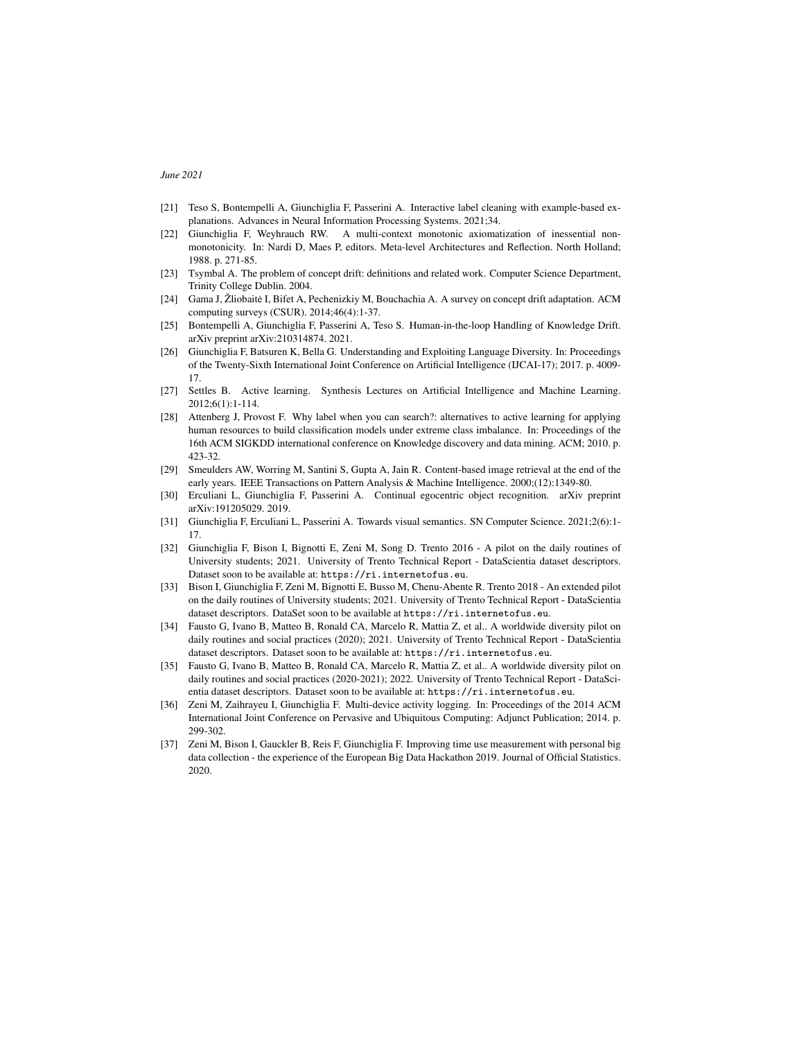[21] Teso S, Bontempelli A, Giunchiglia F, Passerini A. Interactive label cleaning with example-based explanations. Advances in Neural Information Processing Systems. 2021;34.

[22] Giunchiglia F, Weyhrauch RW. A multi-context monotonic axiomatization of inessential non-monotonicity. In: Nardi D, Maes P, editors. Meta-level Architectures and Reflection. North Holland; 1988. p. 271-85.

[23] Tsymbal A. The problem of concept drift: definitions and related work. Computer Science Department, Trinity College Dublin. 2004.

[24] Gama J, Žliobaitė I, Bifet A, Pechenizkiy M, Bouchachia A. A survey on concept drift adaptation. ACM computing surveys (CSUR). 2014;46(4):1-37.

[25] Bontempelli A, Giunchiglia F, Passerini A, Teso S. Human-in-the-loop Handling of Knowledge Drift. arXiv preprint arXiv:210314874. 2021.

[26] Giunchiglia F, Batsuren K, Bella G. Understanding and Exploiting Language Diversity. In: Proceedings of the Twenty-Sixth International Joint Conference on Artificial Intelligence (IJCAI-17); 2017. p. 4009-17.

[27] Settles B. Active learning. Synthesis Lectures on Artificial Intelligence and Machine Learning. 2012;6(1):1-114.

[28] Attenberg J, Provost F. Why label when you can search?: alternatives to active learning for applying human resources to build classification models under extreme class imbalance. In: Proceedings of the 16th ACM SIGKDD international conference on Knowledge discovery and data mining. ACM; 2010. p. 423-32.

[29] Smeulders AW, Worring M, Santini S, Gupta A, Jain R. Content-based image retrieval at the end of the early years. IEEE Transactions on Pattern Analysis & Machine Intelligence. 2000;(12):1349-80.

[30] Erculiani L, Giunchiglia F, Passerini A. Continual egocentric object recognition. arXiv preprint arXiv:191205029. 2019.

[31] Giunchiglia F, Erculiani L, Passerini A. Towards visual semantics. SN Computer Science. 2021;2(6):1-17.

[32] Giunchiglia F, Bison I, Bignotti E, Zeni M, Song D. Trento 2016 - A pilot on the daily routines of University students; 2021. University of Trento Technical Report - DataScientia dataset descriptors. Dataset soon to be available at: `https://ri.internetofus.eu`.

[33] Bison I, Giunchiglia F, Zeni M, Bignotti E, Busso M, Chenu-Abente R. Trento 2018 - An extended pilot on the daily routines of University students; 2021. University of Trento Technical Report - DataScientia dataset descriptors. DataSet soon to be available at `https://ri.internetofus.eu`.

[34] Fausto G, Ivano B, Matteo B, Ronald CA, Marcelo R, Mattia Z, et al.. A worldwide diversity pilot on daily routines and social practices (2020); 2021. University of Trento Technical Report - DataScientia dataset descriptors. Dataset soon to be available at: `https://ri.internetofus.eu`.

[35] Fausto G, Ivano B, Matteo B, Ronald CA, Marcelo R, Mattia Z, et al.. A worldwide diversity pilot on daily routines and social practices (2020-2021); 2022. University of Trento Technical Report - DataScientia dataset descriptors. Dataset soon to be available at: `https://ri.internetofus.eu`.

[36] Zeni M, Zaihrayeu I, Giunchiglia F. Multi-device activity logging. In: Proceedings of the 2014 ACM International Joint Conference on Pervasive and Ubiquitous Computing: Adjunct Publication; 2014. p. 299-302.

[37] Zeni M, Bison I, Gauckler B, Reis F, Giunchiglia F. Improving time use measurement with personal big data collection - the experience of the European Big Data Hackathon 2019. Journal of Official Statistics. 2020.